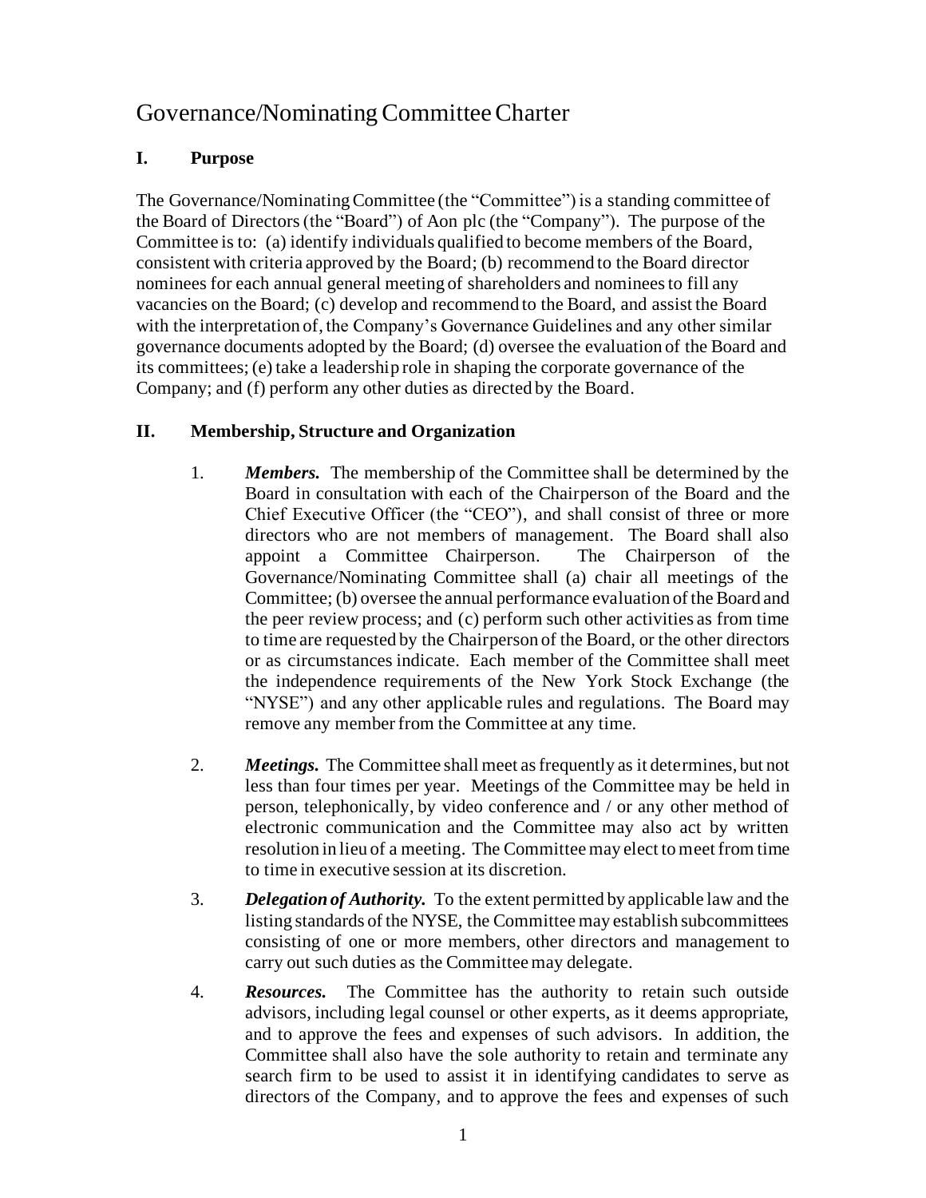# Governance/Nominating Committee Charter

## I. Purpose

The Governance/Nominating Committee (the "Committee") is a standing committee of the Board of Directors (the "Board") of Aon plc (the "Company"). The purpose of the Committee is to: (a) identify individuals qualified to become members of the Board, consistent with criteria approved by the Board; (b) recommend to the Board director nominees for each annual general meeting of shareholders and nominees to fill any vacancies on the Board; (c) develop and recommend to the Board, and assist the Board with the interpretation of, the Company's Governance Guidelines and any other similar governance documents adopted by the Board; (d) oversee the evaluation of the Board and its committees; (e) take a leadership role in shaping the corporate governance of the Company; and (f) perform any other duties as directed by the Board.

## II. Membership, Structure and Organization

1. ***Members.*** The membership of the Committee shall be determined by the Board in consultation with each of the Chairperson of the Board and the Chief Executive Officer (the "CEO"), and shall consist of three or more directors who are not members of management. The Board shall also appoint a Committee Chairperson. The Chairperson of the Governance/Nominating Committee shall (a) chair all meetings of the Committee; (b) oversee the annual performance evaluation of the Board and the peer review process; and (c) perform such other activities as from time to time are requested by the Chairperson of the Board, or the other directors or as circumstances indicate. Each member of the Committee shall meet the independence requirements of the New York Stock Exchange (the "NYSE") and any other applicable rules and regulations. The Board may remove any member from the Committee at any time.

2. ***Meetings.*** The Committee shall meet as frequently as it determines, but not less than four times per year. Meetings of the Committee may be held in person, telephonically, by video conference and / or any other method of electronic communication and the Committee may also act by written resolution in lieu of a meeting. The Committee may elect to meet from time to time in executive session at its discretion.

3. ***Delegation of Authority.*** To the extent permitted by applicable law and the listing standards of the NYSE, the Committee may establish subcommittees consisting of one or more members, other directors and management to carry out such duties as the Committee may delegate.

4. ***Resources.*** The Committee has the authority to retain such outside advisors, including legal counsel or other experts, as it deems appropriate, and to approve the fees and expenses of such advisors. In addition, the Committee shall also have the sole authority to retain and terminate any search firm to be used to assist it in identifying candidates to serve as directors of the Company, and to approve the fees and expenses of such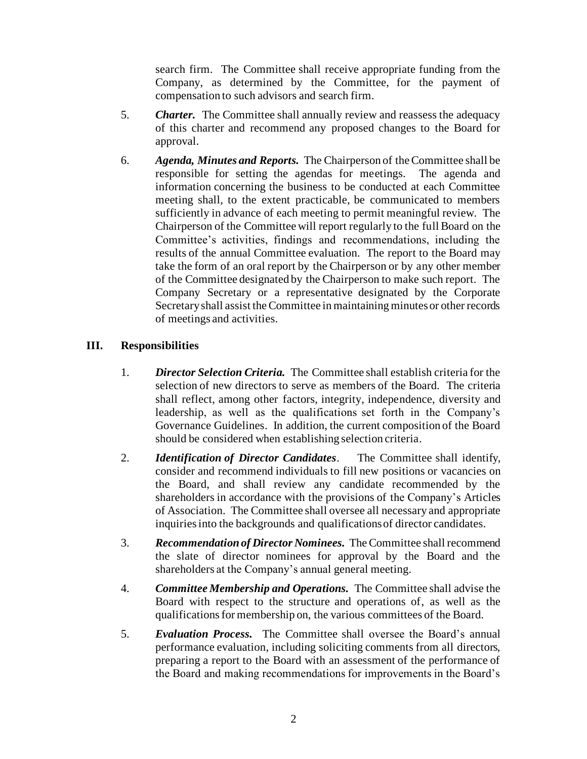search firm. The Committee shall receive appropriate funding from the Company, as determined by the Committee, for the payment of compensation to such advisors and search firm.

5. ***Charter.*** The Committee shall annually review and reassess the adequacy of this charter and recommend any proposed changes to the Board for approval.

6. ***Agenda, Minutes and Reports.*** The Chairperson of the Committee shall be responsible for setting the agendas for meetings. The agenda and information concerning the business to be conducted at each Committee meeting shall, to the extent practicable, be communicated to members sufficiently in advance of each meeting to permit meaningful review. The Chairperson of the Committee will report regularly to the full Board on the Committee's activities, findings and recommendations, including the results of the annual Committee evaluation. The report to the Board may take the form of an oral report by the Chairperson or by any other member of the Committee designated by the Chairperson to make such report. The Company Secretary or a representative designated by the Corporate Secretary shall assist the Committee in maintaining minutes or other records of meetings and activities.

## III. Responsibilities

1. ***Director Selection Criteria.*** The Committee shall establish criteria for the selection of new directors to serve as members of the Board. The criteria shall reflect, among other factors, integrity, independence, diversity and leadership, as well as the qualifications set forth in the Company's Governance Guidelines. In addition, the current composition of the Board should be considered when establishing selection criteria.

2. ***Identification of Director Candidates.*** The Committee shall identify, consider and recommend individuals to fill new positions or vacancies on the Board, and shall review any candidate recommended by the shareholders in accordance with the provisions of the Company's Articles of Association. The Committee shall oversee all necessary and appropriate inquiries into the backgrounds and qualifications of director candidates.

3. ***Recommendation of Director Nominees.*** The Committee shall recommend the slate of director nominees for approval by the Board and the shareholders at the Company's annual general meeting.

4. ***Committee Membership and Operations.*** The Committee shall advise the Board with respect to the structure and operations of, as well as the qualifications for membership on, the various committees of the Board.

5. ***Evaluation Process.*** The Committee shall oversee the Board's annual performance evaluation, including soliciting comments from all directors, preparing a report to the Board with an assessment of the performance of the Board and making recommendations for improvements in the Board's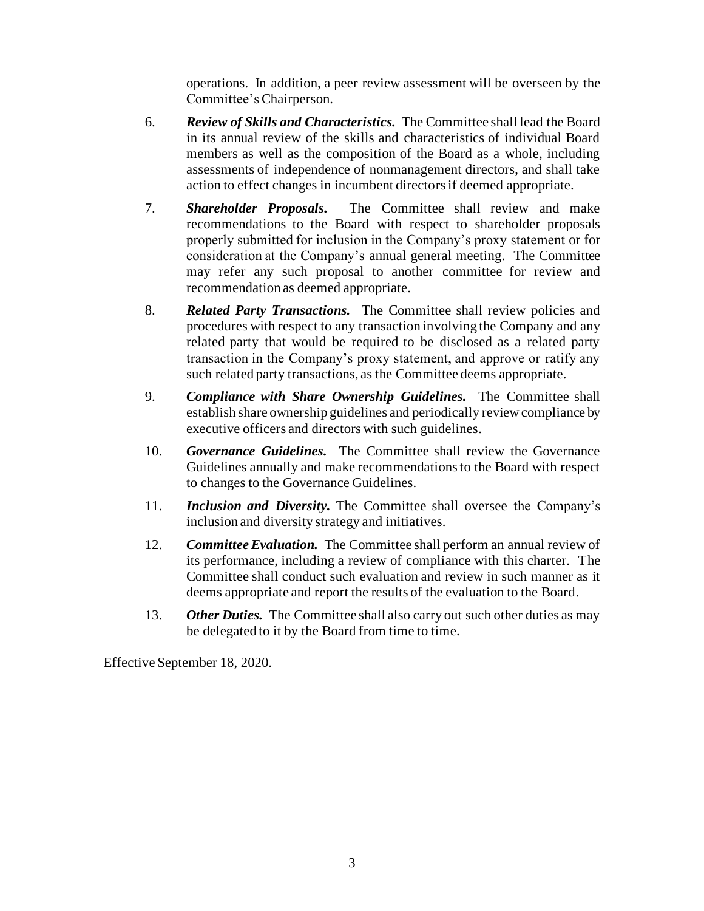operations. In addition, a peer review assessment will be overseen by the Committee's Chairperson.

6. ***Review of Skills and Characteristics.*** The Committee shall lead the Board in its annual review of the skills and characteristics of individual Board members as well as the composition of the Board as a whole, including assessments of independence of nonmanagement directors, and shall take action to effect changes in incumbent directors if deemed appropriate.

7. ***Shareholder Proposals.*** The Committee shall review and make recommendations to the Board with respect to shareholder proposals properly submitted for inclusion in the Company's proxy statement or for consideration at the Company's annual general meeting. The Committee may refer any such proposal to another committee for review and recommendation as deemed appropriate.

8. ***Related Party Transactions.*** The Committee shall review policies and procedures with respect to any transaction involving the Company and any related party that would be required to be disclosed as a related party transaction in the Company's proxy statement, and approve or ratify any such related party transactions, as the Committee deems appropriate.

9. ***Compliance with Share Ownership Guidelines.*** The Committee shall establish share ownership guidelines and periodically review compliance by executive officers and directors with such guidelines.

10. ***Governance Guidelines.*** The Committee shall review the Governance Guidelines annually and make recommendations to the Board with respect to changes to the Governance Guidelines.

11. ***Inclusion and Diversity.*** The Committee shall oversee the Company's inclusion and diversity strategy and initiatives.

12. ***Committee Evaluation.*** The Committee shall perform an annual review of its performance, including a review of compliance with this charter. The Committee shall conduct such evaluation and review in such manner as it deems appropriate and report the results of the evaluation to the Board.

13. ***Other Duties.*** The Committee shall also carry out such other duties as may be delegated to it by the Board from time to time.

Effective September 18, 2020.